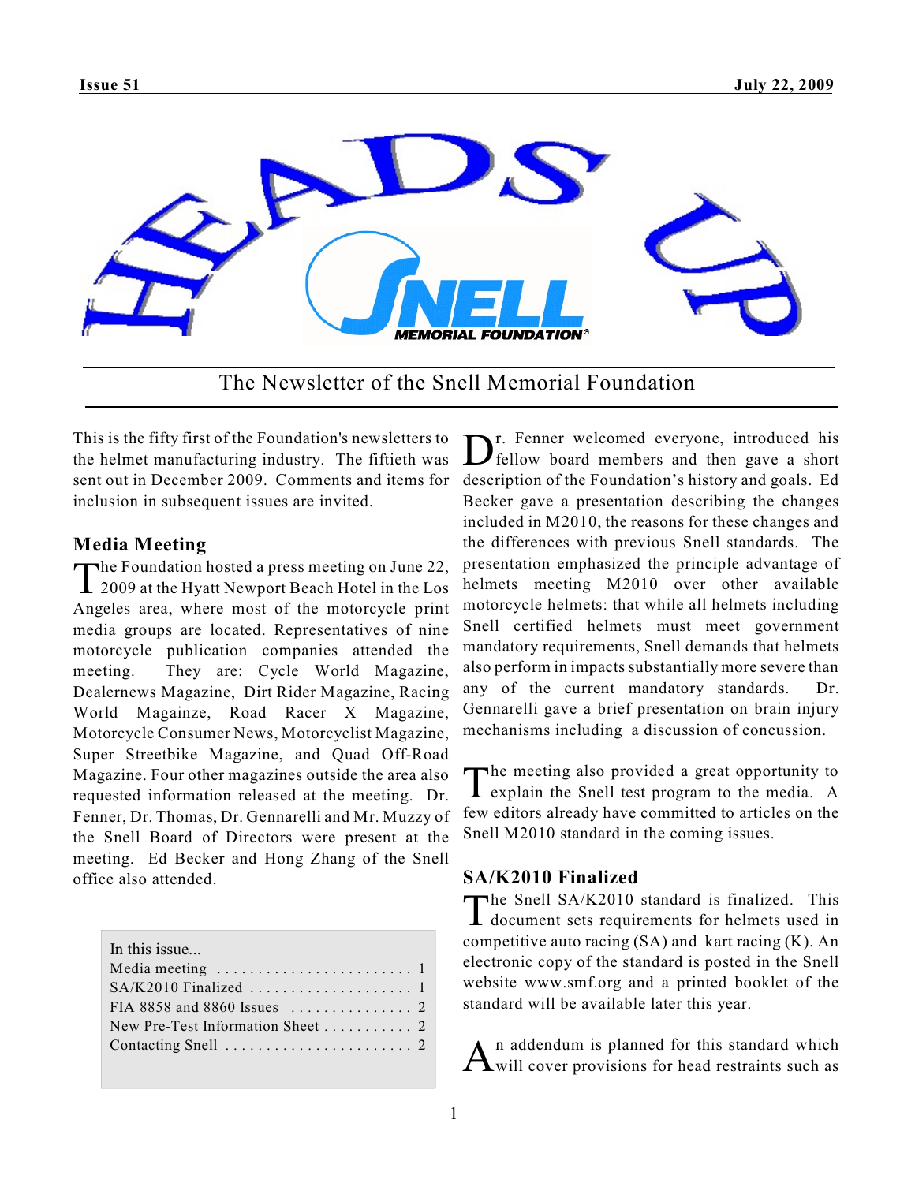# HEADS UP

The Newsletter of the Snell Memorial Foundation

This is the fifty first of the Foundation's newsletters to the helmet manufacturing industry. The fiftieth was sent out in December 2009. Comments and items for inclusion in subsequent issues are invited.

## Media Meeting

The Foundation hosted a press meeting on June 22, 2009 at the Hyatt Newport Beach Hotel in the Los Angeles area, where most of the motorcycle print media groups are located. Representatives of nine motorcycle publication companies attended the meeting. They are: Cycle World Magazine, Dealernews Magazine, Dirt Rider Magazine, Racing World Magainze, Road Racer X Magazine, Motorcycle Consumer News, Motorcyclist Magazine, Super Streetbike Magazine, and Quad Off-Road Magazine. Four other magazines outside the area also requested information released at the meeting. Dr. Fenner, Dr. Thomas, Dr. Gennarelli and Mr. Muzzy of the Snell Board of Directors were present at the meeting. Ed Becker and Hong Zhang of the Snell office also attended.

| In this issue... | |
|---|---|
| Media meeting | 1 |
| SA/K2010 Finalized | 1 |
| FIA 8858 and 8860 Issues | 2 |
| New Pre-Test Information Sheet | 2 |
| Contacting Snell | 2 |

Dr. Fenner welcomed everyone, introduced his fellow board members and then gave a short description of the Foundation's history and goals. Ed Becker gave a presentation describing the changes included in M2010, the reasons for these changes and the differences with previous Snell standards. The presentation emphasized the principle advantage of helmets meeting M2010 over other available motorcycle helmets: that while all helmets including Snell certified helmets must meet government mandatory requirements, Snell demands that helmets also perform in impacts substantially more severe than any of the current mandatory standards. Dr. Gennarelli gave a brief presentation on brain injury mechanisms including a discussion of concussion.

The meeting also provided a great opportunity to explain the Snell test program to the media. A few editors already have committed to articles on the Snell M2010 standard in the coming issues.

## SA/K2010 Finalized

The Snell SA/K2010 standard is finalized. This document sets requirements for helmets used in competitive auto racing (SA) and kart racing (K). An electronic copy of the standard is posted in the Snell website www.smf.org and a printed booklet of the standard will be available later this year.

An addendum is planned for this standard which will cover provisions for head restraints such as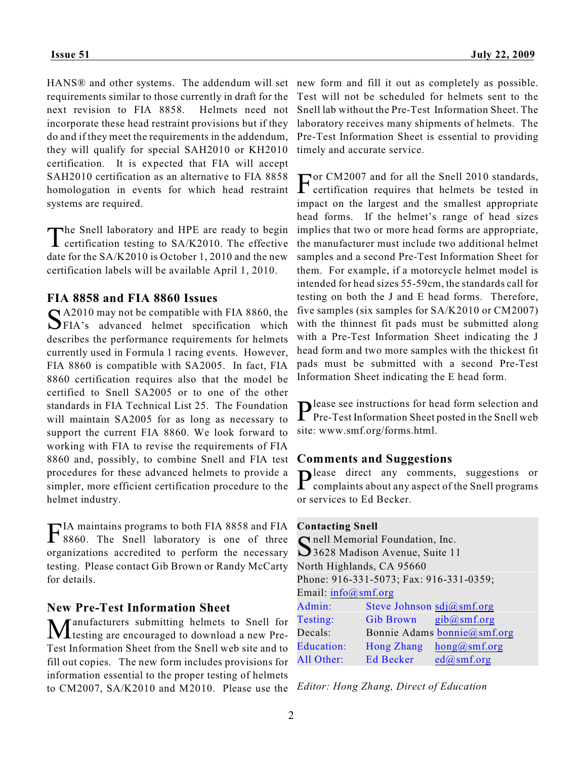HANS® and other systems. The addendum will set requirements similar to those currently in draft for the next revision to FIA 8858. Helmets need not incorporate these head restraint provisions but if they do and if they meet the requirements in the addendum, they will qualify for special SAH2010 or KH2010 certification. It is expected that FIA will accept SAH2010 certification as an alternative to FIA 8858 homologation in events for which head restraint systems are required.

The Snell laboratory and HPE are ready to begin certification testing to SA/K2010. The effective date for the SA/K2010 is October 1, 2010 and the new certification labels will be available April 1, 2010.

## FIA 8858 and FIA 8860 Issues

SA2010 may not be compatible with FIA 8860, the FIA's advanced helmet specification which describes the performance requirements for helmets currently used in Formula 1 racing events. However, FIA 8860 is compatible with SA2005. In fact, FIA 8860 certification requires also that the model be certified to Snell SA2005 or to one of the other standards in FIA Technical List 25. The Foundation will maintain SA2005 for as long as necessary to support the current FIA 8860. We look forward to working with FIA to revise the requirements of FIA 8860 and, possibly, to combine Snell and FIA test procedures for these advanced helmets to provide a simpler, more efficient certification procedure to the helmet industry.

FIA maintains programs to both FIA 8858 and FIA 8860. The Snell laboratory is one of three organizations accredited to perform the necessary testing. Please contact Gib Brown or Randy McCarty for details.

## New Pre-Test Information Sheet

Manufacturers submitting helmets to Snell for testing are encouraged to download a new Pre-Test Information Sheet from the Snell web site and to fill out copies. The new form includes provisions for information essential to the proper testing of helmets to CM2007, SA/K2010 and M2010. Please use the new form and fill it out as completely as possible. Test will not be scheduled for helmets sent to the Snell lab without the Pre-Test Information Sheet. The laboratory receives many shipments of helmets. The Pre-Test Information Sheet is essential to providing timely and accurate service.

For CM2007 and for all the Snell 2010 standards, certification requires that helmets be tested in impact on the largest and the smallest appropriate head forms. If the helmet's range of head sizes implies that two or more head forms are appropriate, the manufacturer must include two additional helmet samples and a second Pre-Test Information Sheet for them. For example, if a motorcycle helmet model is intended for head sizes 55-59cm, the standards call for testing on both the J and E head forms. Therefore, five samples (six samples for SA/K2010 or CM2007) with the thinnest fit pads must be submitted along with a Pre-Test Information Sheet indicating the J head form and two more samples with the thickest fit pads must be submitted with a second Pre-Test Information Sheet indicating the E head form.

Please see instructions for head form selection and Pre-Test Information Sheet posted in the Snell web site: www.smf.org/forms.html.

## Comments and Suggestions

Please direct any comments, suggestions or complaints about any aspect of the Snell programs or services to Ed Becker.

**Contacting Snell**

Snell Memorial Foundation, Inc.
3628 Madison Avenue, Suite 11
North Highlands, CA 95660
Phone: 916-331-5073; Fax: 916-331-0359;
Email: info@smf.org

| | | |
|---|---|---|
| Admin: | Steve Johnson | sdj@smf.org |
| Testing: | Gib Brown | gib@smf.org |
| Decals: | Bonnie Adams | bonnie@smf.org |
| Education: | Hong Zhang | hong@smf.org |
| All Other: | Ed Becker | ed@smf.org |

*Editor: Hong Zhang, Direct of Education*